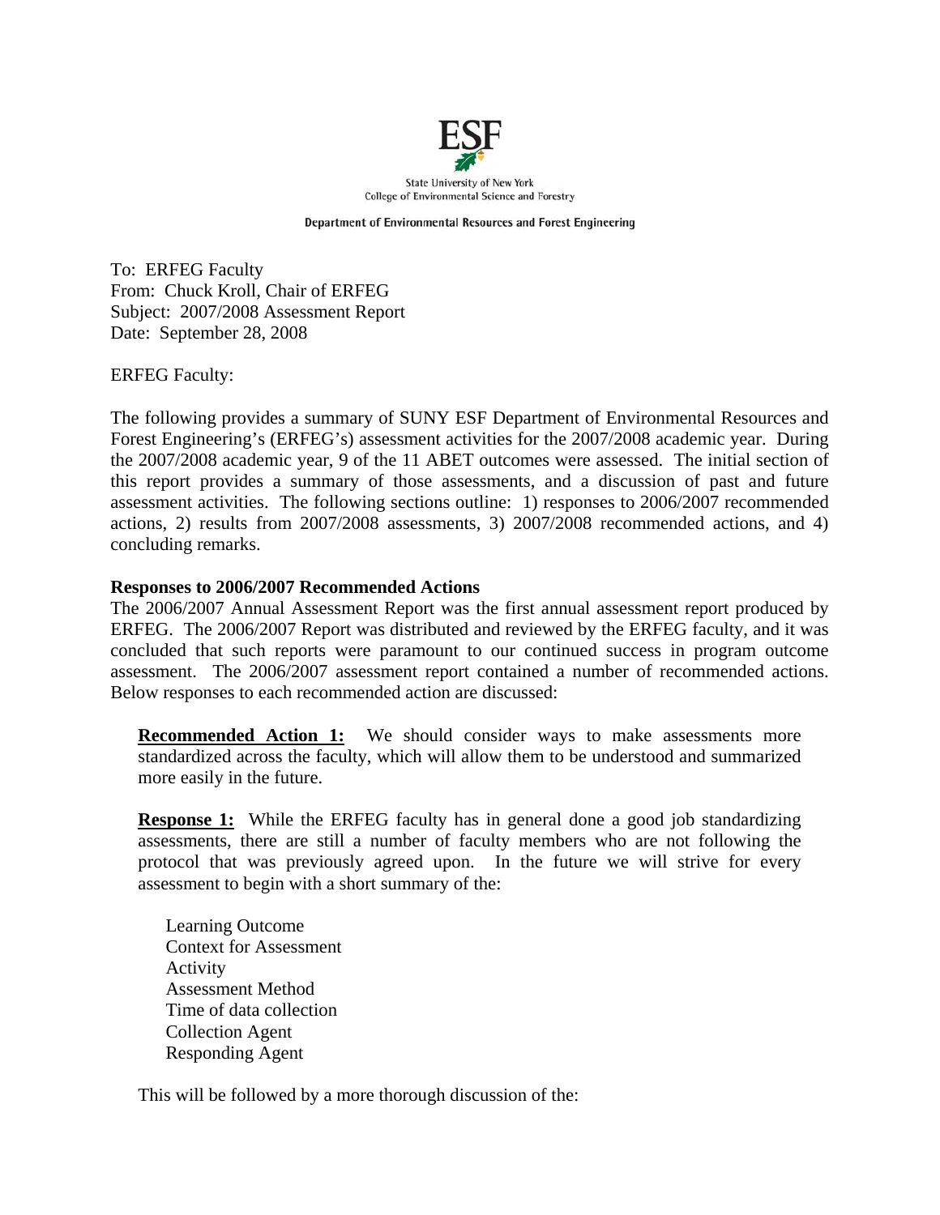ESF

State University of New York
College of Environmental Science and Forestry

Department of Environmental Resources and Forest Engineering

To: ERFEG Faculty
From: Chuck Kroll, Chair of ERFEG
Subject: 2007/2008 Assessment Report
Date: September 28, 2008

ERFEG Faculty:

The following provides a summary of SUNY ESF Department of Environmental Resources and Forest Engineering's (ERFEG's) assessment activities for the 2007/2008 academic year. During the 2007/2008 academic year, 9 of the 11 ABET outcomes were assessed. The initial section of this report provides a summary of those assessments, and a discussion of past and future assessment activities. The following sections outline: 1) responses to 2006/2007 recommended actions, 2) results from 2007/2008 assessments, 3) 2007/2008 recommended actions, and 4) concluding remarks.

**Responses to 2006/2007 Recommended Actions**

The 2006/2007 Annual Assessment Report was the first annual assessment report produced by ERFEG. The 2006/2007 Report was distributed and reviewed by the ERFEG faculty, and it was concluded that such reports were paramount to our continued success in program outcome assessment. The 2006/2007 assessment report contained a number of recommended actions. Below responses to each recommended action are discussed:

> **Recommended Action 1:** We should consider ways to make assessments more standardized across the faculty, which will allow them to be understood and summarized more easily in the future.
>
> **Response 1:** While the ERFEG faculty has in general done a good job standardizing assessments, there are still a number of faculty members who are not following the protocol that was previously agreed upon. In the future we will strive for every assessment to begin with a short summary of the:
>
> Learning Outcome
> Context for Assessment
> Activity
> Assessment Method
> Time of data collection
> Collection Agent
> Responding Agent
>
> This will be followed by a more thorough discussion of the: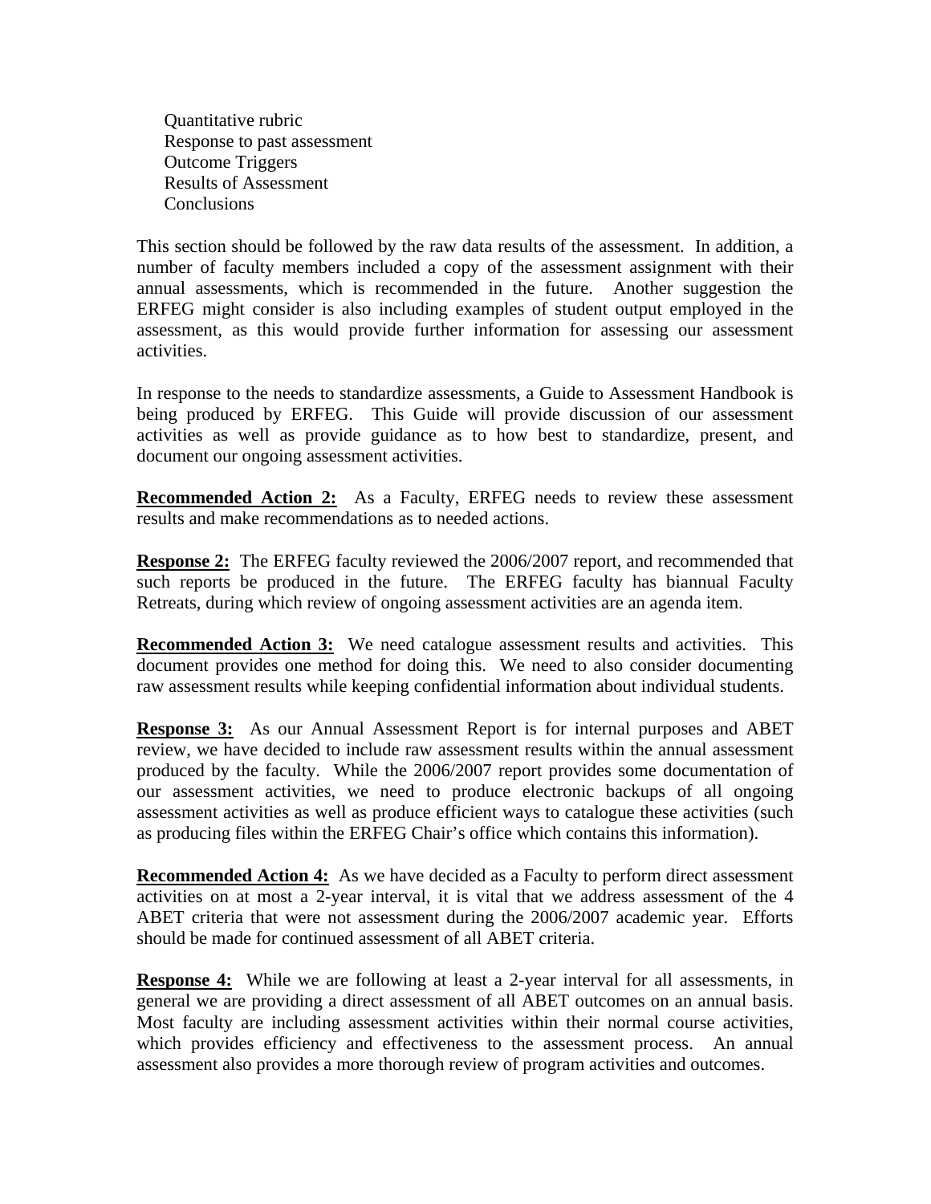Quantitative rubric  
Response to past assessment  
Outcome Triggers  
Results of Assessment  
Conclusions

This section should be followed by the raw data results of the assessment. In addition, a number of faculty members included a copy of the assessment assignment with their annual assessments, which is recommended in the future. Another suggestion the ERFEG might consider is also including examples of student output employed in the assessment, as this would provide further information for assessing our assessment activities.

In response to the needs to standardize assessments, a Guide to Assessment Handbook is being produced by ERFEG. This Guide will provide discussion of our assessment activities as well as provide guidance as to how best to standardize, present, and document our ongoing assessment activities.

**Recommended Action 2:** As a Faculty, ERFEG needs to review these assessment results and make recommendations as to needed actions.

**Response 2:** The ERFEG faculty reviewed the 2006/2007 report, and recommended that such reports be produced in the future. The ERFEG faculty has biannual Faculty Retreats, during which review of ongoing assessment activities are an agenda item.

**Recommended Action 3:** We need catalogue assessment results and activities. This document provides one method for doing this. We need to also consider documenting raw assessment results while keeping confidential information about individual students.

**Response 3:** As our Annual Assessment Report is for internal purposes and ABET review, we have decided to include raw assessment results within the annual assessment produced by the faculty. While the 2006/2007 report provides some documentation of our assessment activities, we need to produce electronic backups of all ongoing assessment activities as well as produce efficient ways to catalogue these activities (such as producing files within the ERFEG Chair's office which contains this information).

**Recommended Action 4:** As we have decided as a Faculty to perform direct assessment activities on at most a 2-year interval, it is vital that we address assessment of the 4 ABET criteria that were not assessment during the 2006/2007 academic year. Efforts should be made for continued assessment of all ABET criteria.

**Response 4:** While we are following at least a 2-year interval for all assessments, in general we are providing a direct assessment of all ABET outcomes on an annual basis. Most faculty are including assessment activities within their normal course activities, which provides efficiency and effectiveness to the assessment process. An annual assessment also provides a more thorough review of program activities and outcomes.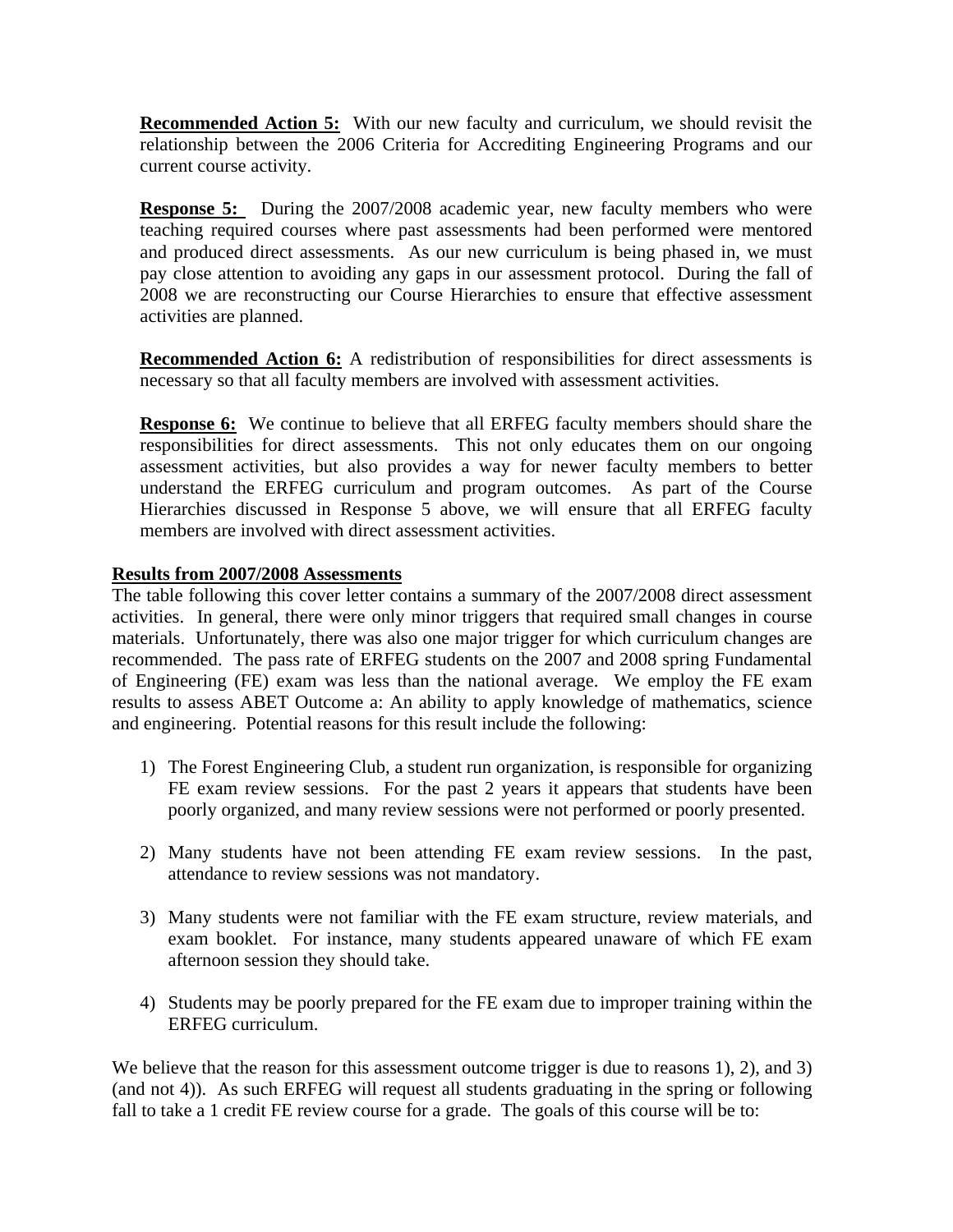**Recommended Action 5:** With our new faculty and curriculum, we should revisit the relationship between the 2006 Criteria for Accrediting Engineering Programs and our current course activity.

**Response 5:** During the 2007/2008 academic year, new faculty members who were teaching required courses where past assessments had been performed were mentored and produced direct assessments. As our new curriculum is being phased in, we must pay close attention to avoiding any gaps in our assessment protocol. During the fall of 2008 we are reconstructing our Course Hierarchies to ensure that effective assessment activities are planned.

**Recommended Action 6:** A redistribution of responsibilities for direct assessments is necessary so that all faculty members are involved with assessment activities.

**Response 6:** We continue to believe that all ERFEG faculty members should share the responsibilities for direct assessments. This not only educates them on our ongoing assessment activities, but also provides a way for newer faculty members to better understand the ERFEG curriculum and program outcomes. As part of the Course Hierarchies discussed in Response 5 above, we will ensure that all ERFEG faculty members are involved with direct assessment activities.

**Results from 2007/2008 Assessments**

The table following this cover letter contains a summary of the 2007/2008 direct assessment activities. In general, there were only minor triggers that required small changes in course materials. Unfortunately, there was also one major trigger for which curriculum changes are recommended. The pass rate of ERFEG students on the 2007 and 2008 spring Fundamental of Engineering (FE) exam was less than the national average. We employ the FE exam results to assess ABET Outcome a: An ability to apply knowledge of mathematics, science and engineering. Potential reasons for this result include the following:

1) The Forest Engineering Club, a student run organization, is responsible for organizing FE exam review sessions. For the past 2 years it appears that students have been poorly organized, and many review sessions were not performed or poorly presented.

2) Many students have not been attending FE exam review sessions. In the past, attendance to review sessions was not mandatory.

3) Many students were not familiar with the FE exam structure, review materials, and exam booklet. For instance, many students appeared unaware of which FE exam afternoon session they should take.

4) Students may be poorly prepared for the FE exam due to improper training within the ERFEG curriculum.

We believe that the reason for this assessment outcome trigger is due to reasons 1), 2), and 3) (and not 4)). As such ERFEG will request all students graduating in the spring or following fall to take a 1 credit FE review course for a grade. The goals of this course will be to: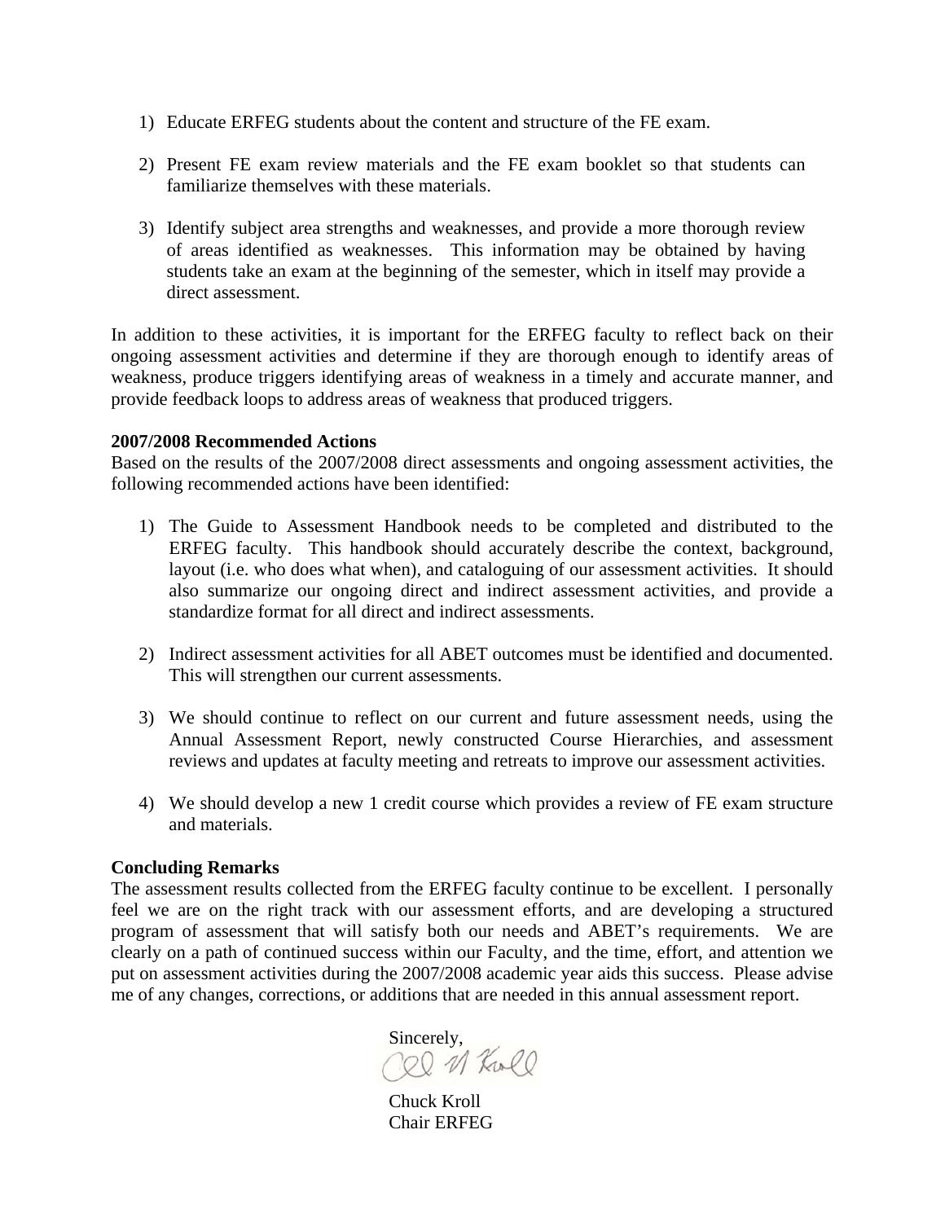1) Educate ERFEG students about the content and structure of the FE exam.

2) Present FE exam review materials and the FE exam booklet so that students can familiarize themselves with these materials.

3) Identify subject area strengths and weaknesses, and provide a more thorough review of areas identified as weaknesses. This information may be obtained by having students take an exam at the beginning of the semester, which in itself may provide a direct assessment.

In addition to these activities, it is important for the ERFEG faculty to reflect back on their ongoing assessment activities and determine if they are thorough enough to identify areas of weakness, produce triggers identifying areas of weakness in a timely and accurate manner, and provide feedback loops to address areas of weakness that produced triggers.

**2007/2008 Recommended Actions**

Based on the results of the 2007/2008 direct assessments and ongoing assessment activities, the following recommended actions have been identified:

1) The Guide to Assessment Handbook needs to be completed and distributed to the ERFEG faculty. This handbook should accurately describe the context, background, layout (i.e. who does what when), and cataloguing of our assessment activities. It should also summarize our ongoing direct and indirect assessment activities, and provide a standardize format for all direct and indirect assessments.

2) Indirect assessment activities for all ABET outcomes must be identified and documented. This will strengthen our current assessments.

3) We should continue to reflect on our current and future assessment needs, using the Annual Assessment Report, newly constructed Course Hierarchies, and assessment reviews and updates at faculty meeting and retreats to improve our assessment activities.

4) We should develop a new 1 credit course which provides a review of FE exam structure and materials.

**Concluding Remarks**

The assessment results collected from the ERFEG faculty continue to be excellent. I personally feel we are on the right track with our assessment efforts, and are developing a structured program of assessment that will satisfy both our needs and ABET's requirements. We are clearly on a path of continued success within our Faculty, and the time, effort, and attention we put on assessment activities during the 2007/2008 academic year aids this success. Please advise me of any changes, corrections, or additions that are needed in this annual assessment report.

Sincerely,

Chuck Kroll
Chair ERFEG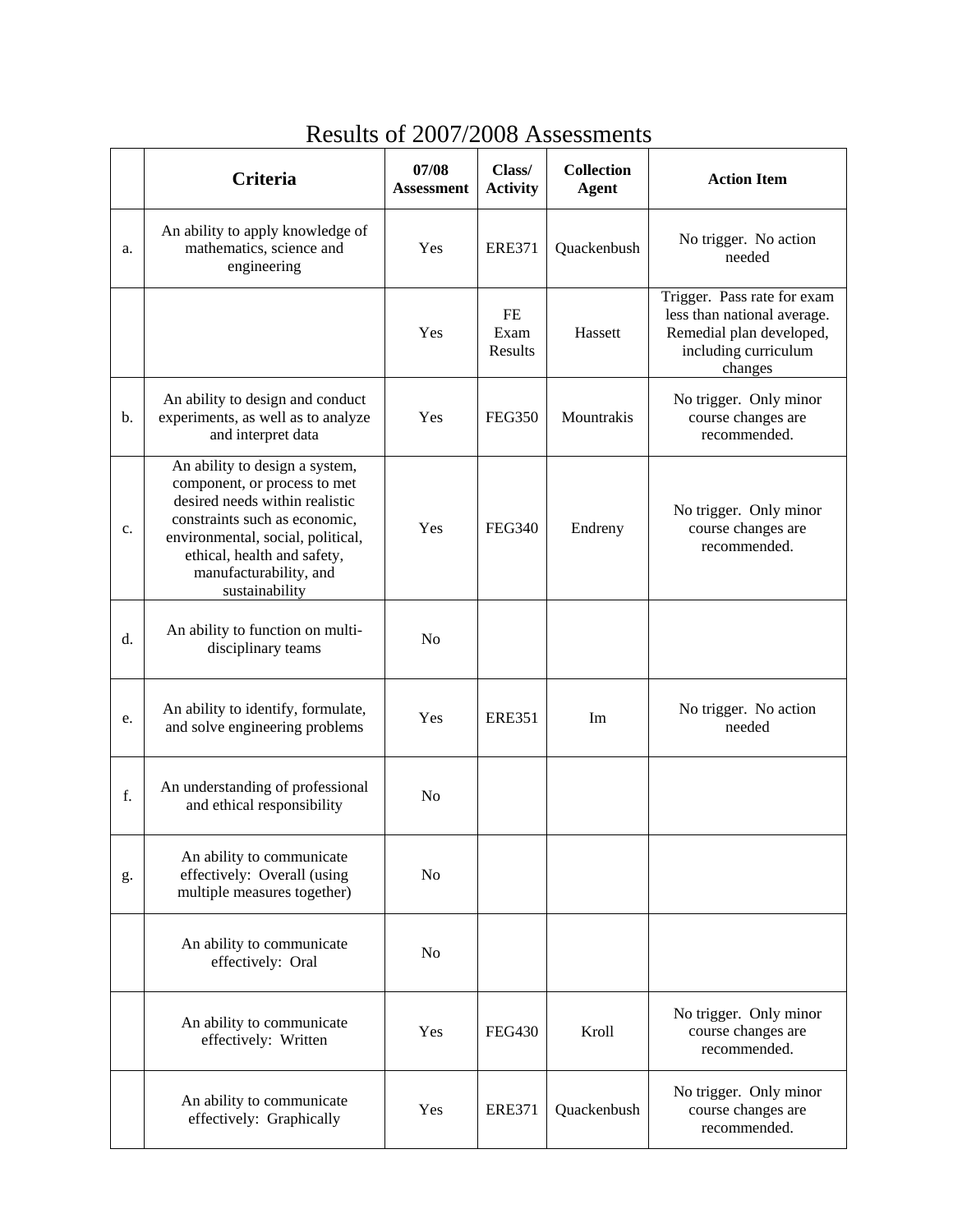# Results of 2007/2008 Assessments

| | Criteria | 07/08 Assessment | Class/ Activity | Collection Agent | Action Item |
|---|---|---|---|---|---|
| a. | An ability to apply knowledge of mathematics, science and engineering | Yes | ERE371 | Quackenbush | No trigger. No action needed |
| | | Yes | FE Exam Results | Hassett | Trigger. Pass rate for exam less than national average. Remedial plan developed, including curriculum changes |
| b. | An ability to design and conduct experiments, as well as to analyze and interpret data | Yes | FEG350 | Mountrakis | No trigger. Only minor course changes are recommended. |
| c. | An ability to design a system, component, or process to met desired needs within realistic constraints such as economic, environmental, social, political, ethical, health and safety, manufacturability, and sustainability | Yes | FEG340 | Endreny | No trigger. Only minor course changes are recommended. |
| d. | An ability to function on multi-disciplinary teams | No | | | |
| e. | An ability to identify, formulate, and solve engineering problems | Yes | ERE351 | Im | No trigger. No action needed |
| f. | An understanding of professional and ethical responsibility | No | | | |
| g. | An ability to communicate effectively: Overall (using multiple measures together) | No | | | |
| | An ability to communicate effectively: Oral | No | | | |
| | An ability to communicate effectively: Written | Yes | FEG430 | Kroll | No trigger. Only minor course changes are recommended. |
| | An ability to communicate effectively: Graphically | Yes | ERE371 | Quackenbush | No trigger. Only minor course changes are recommended. |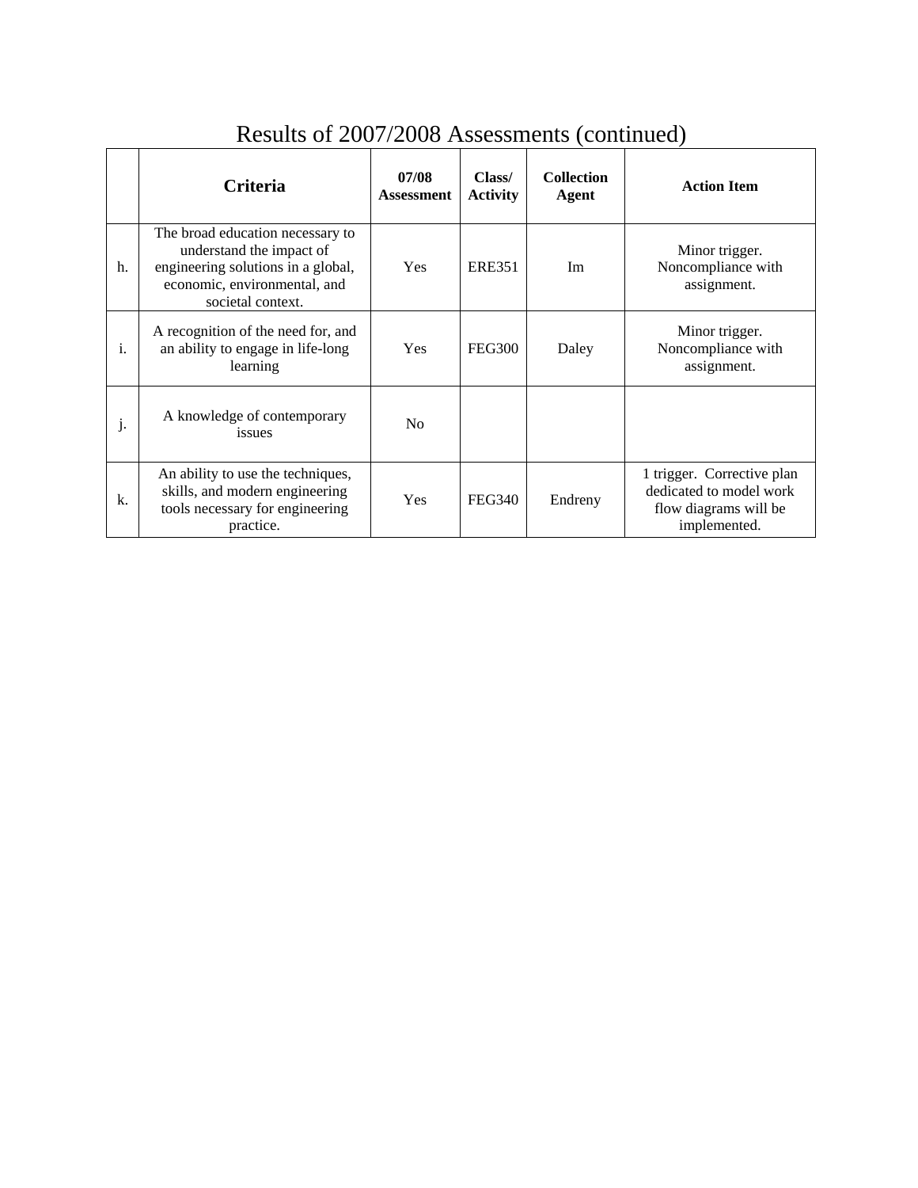# Results of 2007/2008 Assessments (continued)

| | Criteria | 07/08 Assessment | Class/ Activity | Collection Agent | Action Item |
|---|---|---|---|---|---|
| h. | The broad education necessary to understand the impact of engineering solutions in a global, economic, environmental, and societal context. | Yes | ERE351 | Im | Minor trigger. Noncompliance with assignment. |
| i. | A recognition of the need for, and an ability to engage in life-long learning | Yes | FEG300 | Daley | Minor trigger. Noncompliance with assignment. |
| j. | A knowledge of contemporary issues | No | | | |
| k. | An ability to use the techniques, skills, and modern engineering tools necessary for engineering practice. | Yes | FEG340 | Endreny | 1 trigger. Corrective plan dedicated to model work flow diagrams will be implemented. |